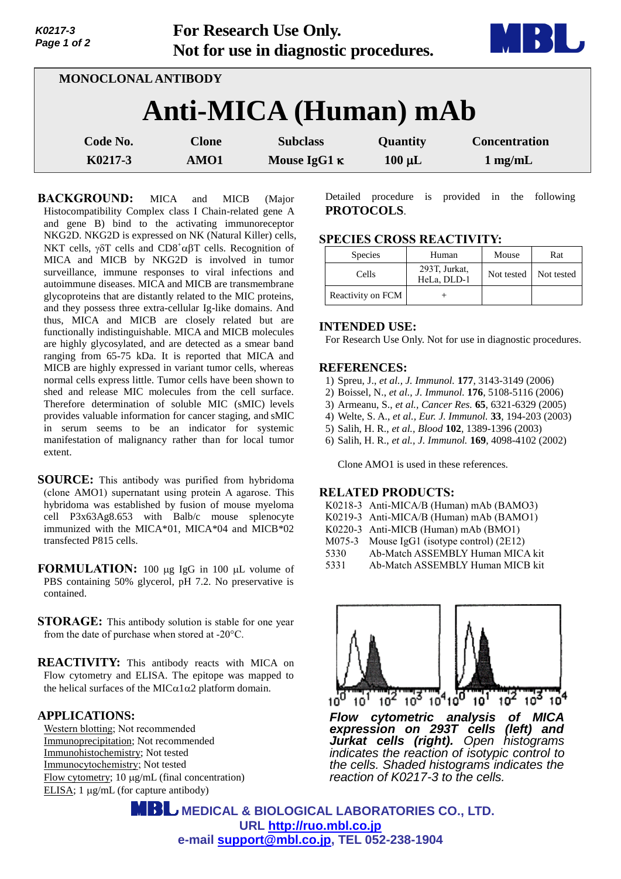For Research Use Only.
Not for use in diagnostic procedures.

MONOCLONAL ANTIBODY

# Anti-MICA (Human) mAb

| Code No. | Clone | Subclass | Quantity | Concentration |
|---|---|---|---|---|
| K0217-3 | AMO1 | Mouse IgG1 κ | 100 μL | 1 mg/mL |

**BACKGROUND:** MICA and MICB (Major Histocompatibility Complex class I Chain-related gene A and gene B) bind to the activating immunoreceptor NKG2D. NKG2D is expressed on NK (Natural Killer) cells, NKT cells, γδT cells and $CD8^+$αβT cells. Recognition of MICA and MICB by NKG2D is involved in tumor surveillance, immune responses to viral infections and autoimmune diseases. MICA and MICB are transmembrane glycoproteins that are distantly related to the MIC proteins, and they possess three extra-cellular Ig-like domains. And thus, MICA and MICB are closely related but are functionally indistinguishable. MICA and MICB molecules are highly glycosylated, and are detected as a smear band ranging from 65-75 kDa. It is reported that MICA and MICB are highly expressed in variant tumor cells, whereas normal cells express little. Tumor cells have been shown to shed and release MIC molecules from the cell surface. Therefore determination of soluble MIC (sMIC) levels provides valuable information for cancer staging, and sMIC in serum seems to be an indicator for systemic manifestation of malignancy rather than for local tumor extent.

**SOURCE:** This antibody was purified from hybridoma (clone AMO1) supernatant using protein A agarose. This hybridoma was established by fusion of mouse myeloma cell P3x63Ag8.653 with Balb/c mouse splenocyte immunized with the MICA*01, MICA*04 and MICB*02 transfected P815 cells.

**FORMULATION:** 100 μg IgG in 100 μL volume of PBS containing 50% glycerol, pH 7.2. No preservative is contained.

**STORAGE:** This antibody solution is stable for one year from the date of purchase when stored at -20°C.

**REACTIVITY:** This antibody reacts with MICA on Flow cytometry and ELISA. The epitope was mapped to the helical surfaces of the MICα1α2 platform domain.

**APPLICATIONS:**
Western blotting; Not recommended
Immunoprecipitation; Not recommended
Immunohistochemistry; Not tested
Immunocytochemistry; Not tested
Flow cytometry; 10 μg/mL (final concentration)
ELISA; 1 μg/mL (for capture antibody)

Detailed procedure is provided in the following **PROTOCOLS**.

**SPECIES CROSS REACTIVITY:**

| Species | Human | Mouse | Rat |
|---|---|---|---|
| Cells | 293T, Jurkat, HeLa, DLD-1 | Not tested | Not tested |
| Reactivity on FCM | + | | |

**INTENDED USE:**
For Research Use Only. Not for use in diagnostic procedures.

**REFERENCES:**
1) Spreu, J., *et al., J. Immunol.* **177**, 3143-3149 (2006)
2) Boissel, N., *et al., J. Immunol.* **176**, 5108-5116 (2006)
3) Armeanu, S., *et al., Cancer Res.* **65**, 6321-6329 (2005)
4) Welte, S. A., *et al., Eur. J. Immunol.* **33**, 194-203 (2003)
5) Salih, H. R., *et al., Blood* **102**, 1389-1396 (2003)
6) Salih, H. R., *et al., J. Immunol.* **169**, 4098-4102 (2002)

Clone AMO1 is used in these references.

**RELATED PRODUCTS:**
K0218-3 Anti-MICA/B (Human) mAb (BAMO3)
K0219-3 Anti-MICA/B (Human) mAb (BAMO1)
K0220-3 Anti-MICB (Human) mAb (BMO1)
M075-3 Mouse IgG1 (isotype control) (2E12)
5330 Ab-Match ASSEMBLY Human MICA kit
5331 Ab-Match ASSEMBLY Human MICB kit

***Flow cytometric analysis of MICA expression on 293T cells (left) and Jurkat cells (right).*** *Open histograms indicates the reaction of isotypic control to the cells. Shaded histograms indicates the reaction of K0217-3 to the cells.*

MEDICAL & BIOLOGICAL LABORATORIES CO., LTD.
URL http://ruo.mbl.co.jp
e-mail support@mbl.co.jp, TEL 052-238-1904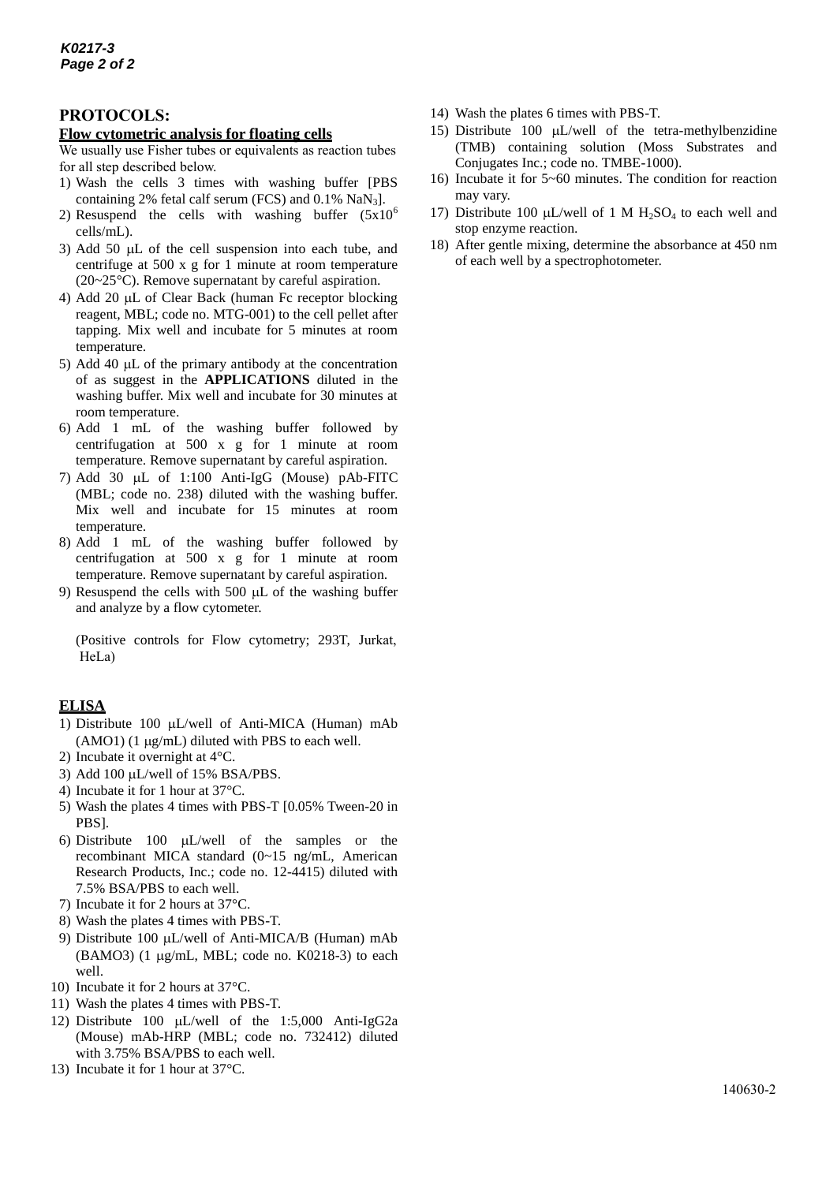## PROTOCOLS:

### Flow cytometric analysis for floating cells

We usually use Fisher tubes or equivalents as reaction tubes for all step described below.

1) Wash the cells 3 times with washing buffer [PBS containing 2% fetal calf serum (FCS) and 0.1% $NaN_3$].
2) Resuspend the cells with washing buffer ($5x10^6$ cells/mL).
3) Add 50 μL of the cell suspension into each tube, and centrifuge at 500 x g for 1 minute at room temperature (20~25°C). Remove supernatant by careful aspiration.
4) Add 20 μL of Clear Back (human Fc receptor blocking reagent, MBL; code no. MTG-001) to the cell pellet after tapping. Mix well and incubate for 5 minutes at room temperature.
5) Add 40 μL of the primary antibody at the concentration of as suggest in the **APPLICATIONS** diluted in the washing buffer. Mix well and incubate for 30 minutes at room temperature.
6) Add 1 mL of the washing buffer followed by centrifugation at 500 x g for 1 minute at room temperature. Remove supernatant by careful aspiration.
7) Add 30 μL of 1:100 Anti-IgG (Mouse) pAb-FITC (MBL; code no. 238) diluted with the washing buffer. Mix well and incubate for 15 minutes at room temperature.
8) Add 1 mL of the washing buffer followed by centrifugation at 500 x g for 1 minute at room temperature. Remove supernatant by careful aspiration.
9) Resuspend the cells with 500 μL of the washing buffer and analyze by a flow cytometer.

   (Positive controls for Flow cytometry; 293T, Jurkat, HeLa)

### ELISA

1) Distribute 100 μL/well of Anti-MICA (Human) mAb (AMO1) (1 μg/mL) diluted with PBS to each well.
2) Incubate it overnight at 4°C.
3) Add 100 μL/well of 15% BSA/PBS.
4) Incubate it for 1 hour at 37°C.
5) Wash the plates 4 times with PBS-T [0.05% Tween-20 in PBS].
6) Distribute 100 μL/well of the samples or the recombinant MICA standard (0~15 ng/mL, American Research Products, Inc.; code no. 12-4415) diluted with 7.5% BSA/PBS to each well.
7) Incubate it for 2 hours at 37°C.
8) Wash the plates 4 times with PBS-T.
9) Distribute 100 μL/well of Anti-MICA/B (Human) mAb (BAMO3) (1 μg/mL, MBL; code no. K0218-3) to each well.
10) Incubate it for 2 hours at 37°C.
11) Wash the plates 4 times with PBS-T.
12) Distribute 100 μL/well of the 1:5,000 Anti-IgG2a (Mouse) mAb-HRP (MBL; code no. 732412) diluted with 3.75% BSA/PBS to each well.
13) Incubate it for 1 hour at 37°C.
14) Wash the plates 6 times with PBS-T.
15) Distribute 100 μL/well of the tetra-methylbenzidine (TMB) containing solution (Moss Substrates and Conjugates Inc.; code no. TMBE-1000).
16) Incubate it for 5~60 minutes. The condition for reaction may vary.
17) Distribute 100 μL/well of 1 M $H_2SO_4$ to each well and stop enzyme reaction.
18) After gentle mixing, determine the absorbance at 450 nm of each well by a spectrophotometer.

140630-2